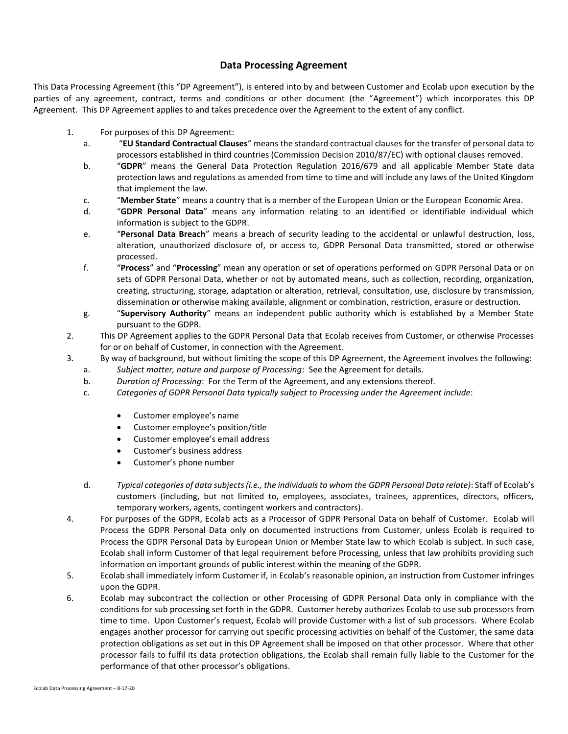## Data Processing Agreement

This Data Processing Agreement (this "DP Agreement"), is entered into by and between Customer and Ecolab upon execution by the parties of any agreement, contract, terms and conditions or other document (the "Agreement") which incorporates this DP Agreement. This DP Agreement applies to and takes precedence over the Agreement to the extent of any conflict.

1. For purposes of this DP Agreement:
   a. "**EU Standard Contractual Clauses**" means the standard contractual clauses for the transfer of personal data to processors established in third countries (Commission Decision 2010/87/EC) with optional clauses removed.
   b. "**GDPR**" means the General Data Protection Regulation 2016/679 and all applicable Member State data protection laws and regulations as amended from time to time and will include any laws of the United Kingdom that implement the law.
   c. "**Member State**" means a country that is a member of the European Union or the European Economic Area.
   d. "**GDPR Personal Data**" means any information relating to an identified or identifiable individual which information is subject to the GDPR.
   e. "**Personal Data Breach**" means a breach of security leading to the accidental or unlawful destruction, loss, alteration, unauthorized disclosure of, or access to, GDPR Personal Data transmitted, stored or otherwise processed.
   f. "**Process**" and "**Processing**" mean any operation or set of operations performed on GDPR Personal Data or on sets of GDPR Personal Data, whether or not by automated means, such as collection, recording, organization, creating, structuring, storage, adaptation or alteration, retrieval, consultation, use, disclosure by transmission, dissemination or otherwise making available, alignment or combination, restriction, erasure or destruction.
   g. "**Supervisory Authority**" means an independent public authority which is established by a Member State pursuant to the GDPR.
2. This DP Agreement applies to the GDPR Personal Data that Ecolab receives from Customer, or otherwise Processes for or on behalf of Customer, in connection with the Agreement.
3. By way of background, but without limiting the scope of this DP Agreement, the Agreement involves the following:
   a. *Subject matter, nature and purpose of Processing*: See the Agreement for details.
   b. *Duration of Processing*: For the Term of the Agreement, and any extensions thereof.
   c. *Categories of GDPR Personal Data typically subject to Processing under the Agreement include*:
      - Customer employee's name
      - Customer employee's position/title
      - Customer employee's email address
      - Customer's business address
      - Customer's phone number
   d. *Typical categories of data subjects (i.e., the individuals to whom the GDPR Personal Data relate)*: Staff of Ecolab's customers (including, but not limited to, employees, associates, trainees, apprentices, directors, officers, temporary workers, agents, contingent workers and contractors).
4. For purposes of the GDPR, Ecolab acts as a Processor of GDPR Personal Data on behalf of Customer. Ecolab will Process the GDPR Personal Data only on documented instructions from Customer, unless Ecolab is required to Process the GDPR Personal Data by European Union or Member State law to which Ecolab is subject. In such case, Ecolab shall inform Customer of that legal requirement before Processing, unless that law prohibits providing such information on important grounds of public interest within the meaning of the GDPR.
5. Ecolab shall immediately inform Customer if, in Ecolab's reasonable opinion, an instruction from Customer infringes upon the GDPR.
6. Ecolab may subcontract the collection or other Processing of GDPR Personal Data only in compliance with the conditions for sub processing set forth in the GDPR. Customer hereby authorizes Ecolab to use sub processors from time to time. Upon Customer's request, Ecolab will provide Customer with a list of sub processors. Where Ecolab engages another processor for carrying out specific processing activities on behalf of the Customer, the same data protection obligations as set out in this DP Agreement shall be imposed on that other processor. Where that other processor fails to fulfil its data protection obligations, the Ecolab shall remain fully liable to the Customer for the performance of that other processor's obligations.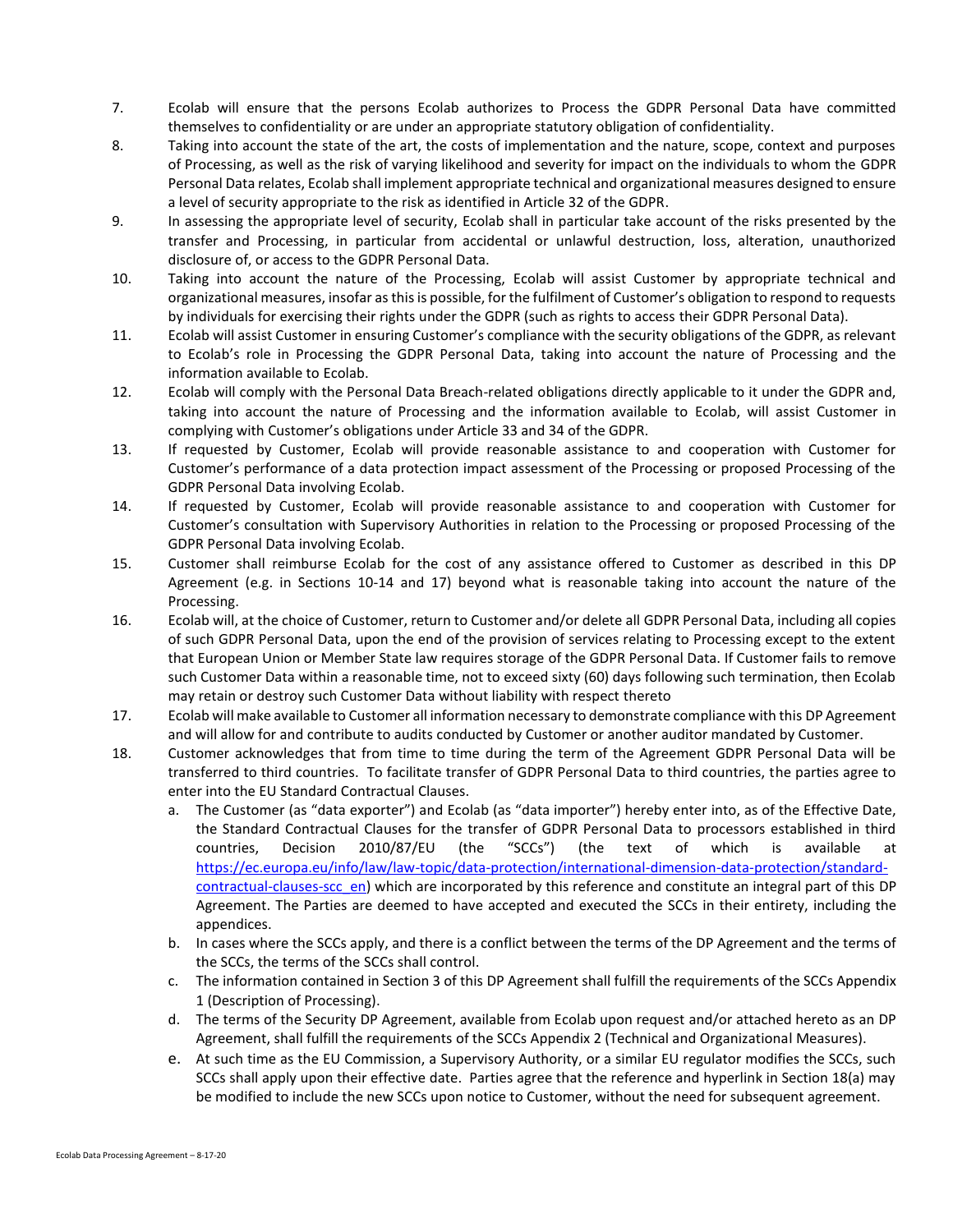7. Ecolab will ensure that the persons Ecolab authorizes to Process the GDPR Personal Data have committed themselves to confidentiality or are under an appropriate statutory obligation of confidentiality.
8. Taking into account the state of the art, the costs of implementation and the nature, scope, context and purposes of Processing, as well as the risk of varying likelihood and severity for impact on the individuals to whom the GDPR Personal Data relates, Ecolab shall implement appropriate technical and organizational measures designed to ensure a level of security appropriate to the risk as identified in Article 32 of the GDPR.
9. In assessing the appropriate level of security, Ecolab shall in particular take account of the risks presented by the transfer and Processing, in particular from accidental or unlawful destruction, loss, alteration, unauthorized disclosure of, or access to the GDPR Personal Data.
10. Taking into account the nature of the Processing, Ecolab will assist Customer by appropriate technical and organizational measures, insofar as this is possible, for the fulfilment of Customer's obligation to respond to requests by individuals for exercising their rights under the GDPR (such as rights to access their GDPR Personal Data).
11. Ecolab will assist Customer in ensuring Customer's compliance with the security obligations of the GDPR, as relevant to Ecolab's role in Processing the GDPR Personal Data, taking into account the nature of Processing and the information available to Ecolab.
12. Ecolab will comply with the Personal Data Breach-related obligations directly applicable to it under the GDPR and, taking into account the nature of Processing and the information available to Ecolab, will assist Customer in complying with Customer's obligations under Article 33 and 34 of the GDPR.
13. If requested by Customer, Ecolab will provide reasonable assistance to and cooperation with Customer for Customer's performance of a data protection impact assessment of the Processing or proposed Processing of the GDPR Personal Data involving Ecolab.
14. If requested by Customer, Ecolab will provide reasonable assistance to and cooperation with Customer for Customer's consultation with Supervisory Authorities in relation to the Processing or proposed Processing of the GDPR Personal Data involving Ecolab.
15. Customer shall reimburse Ecolab for the cost of any assistance offered to Customer as described in this DP Agreement (e.g. in Sections 10-14 and 17) beyond what is reasonable taking into account the nature of the Processing.
16. Ecolab will, at the choice of Customer, return to Customer and/or delete all GDPR Personal Data, including all copies of such GDPR Personal Data, upon the end of the provision of services relating to Processing except to the extent that European Union or Member State law requires storage of the GDPR Personal Data. If Customer fails to remove such Customer Data within a reasonable time, not to exceed sixty (60) days following such termination, then Ecolab may retain or destroy such Customer Data without liability with respect thereto
17. Ecolab will make available to Customer all information necessary to demonstrate compliance with this DP Agreement and will allow for and contribute to audits conducted by Customer or another auditor mandated by Customer.
18. Customer acknowledges that from time to time during the term of the Agreement GDPR Personal Data will be transferred to third countries. To facilitate transfer of GDPR Personal Data to third countries, the parties agree to enter into the EU Standard Contractual Clauses.
    a. The Customer (as "data exporter") and Ecolab (as "data importer") hereby enter into, as of the Effective Date, the Standard Contractual Clauses for the transfer of GDPR Personal Data to processors established in third countries, Decision 2010/87/EU (the "SCCs") (the text of which is available at https://ec.europa.eu/info/law/law-topic/data-protection/international-dimension-data-protection/standard-contractual-clauses-scc_en) which are incorporated by this reference and constitute an integral part of this DP Agreement. The Parties are deemed to have accepted and executed the SCCs in their entirety, including the appendices.
    b. In cases where the SCCs apply, and there is a conflict between the terms of the DP Agreement and the terms of the SCCs, the terms of the SCCs shall control.
    c. The information contained in Section 3 of this DP Agreement shall fulfill the requirements of the SCCs Appendix 1 (Description of Processing).
    d. The terms of the Security DP Agreement, available from Ecolab upon request and/or attached hereto as an DP Agreement, shall fulfill the requirements of the SCCs Appendix 2 (Technical and Organizational Measures).
    e. At such time as the EU Commission, a Supervisory Authority, or a similar EU regulator modifies the SCCs, such SCCs shall apply upon their effective date. Parties agree that the reference and hyperlink in Section 18(a) may be modified to include the new SCCs upon notice to Customer, without the need for subsequent agreement.